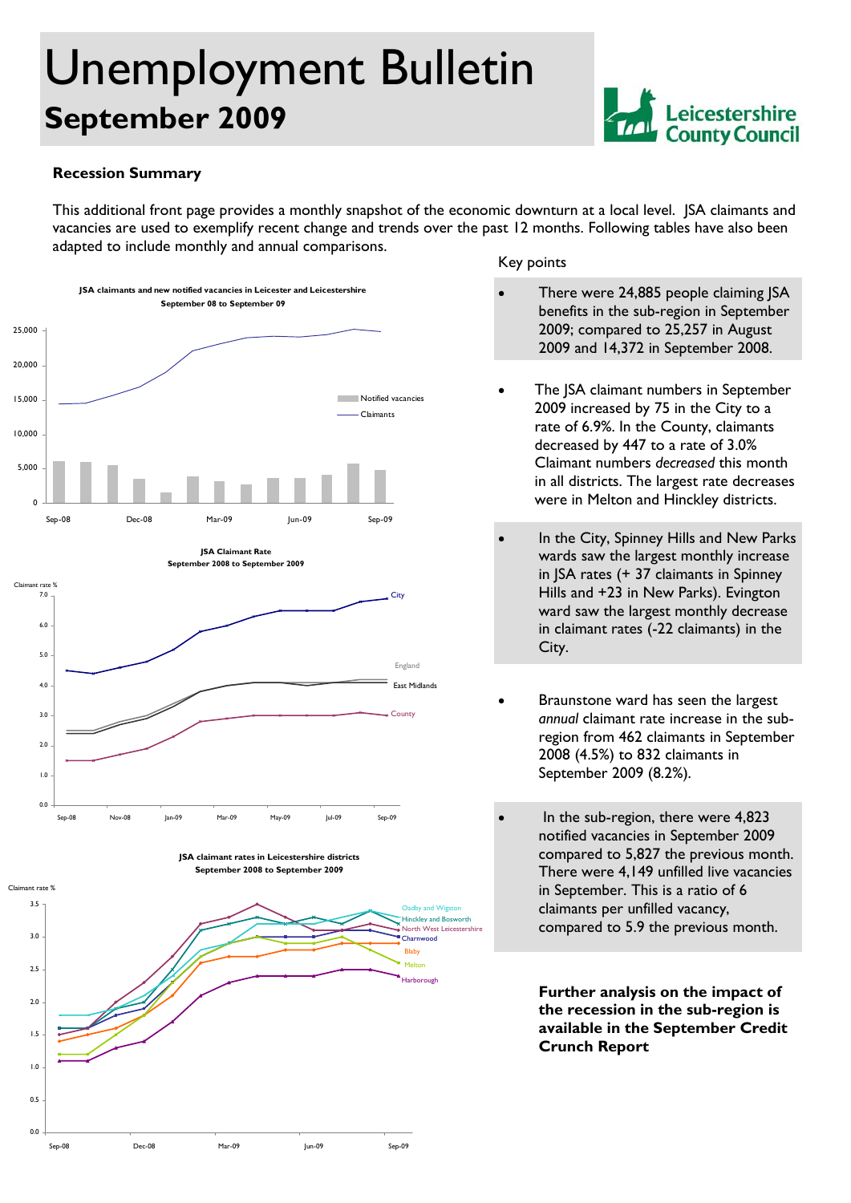# Unemployment Bulletin

## September 2009

Leicestershire County Council

### Recession Summary

This additional front page provides a monthly snapshot of the economic downturn at a local level. JSA claimants and vacancies are used to exemplify recent change and trends over the past 12 months. Following tables have also been adapted to include monthly and annual comparisons.

**JSA claimants and new notified vacancies in Leicester and Leicestershire September 08 to September 09**

**JSA Claimant Rate September 2008 to September 2009**

**JSA claimant rates in Leicestershire districts September 2008 to September 2009**

Key points

- There were 24,885 people claiming JSA benefits in the sub-region in September 2009; compared to 25,257 in August 2009 and 14,372 in September 2008.
- The JSA claimant numbers in September 2009 increased by 75 in the City to a rate of 6.9%. In the County, claimants decreased by 447 to a rate of 3.0% Claimant numbers *decreased* this month in all districts. The largest rate decreases were in Melton and Hinckley districts.
- In the City, Spinney Hills and New Parks wards saw the largest monthly increase in JSA rates (+ 37 claimants in Spinney Hills and +23 in New Parks). Evington ward saw the largest monthly decrease in claimant rates (-22 claimants) in the City.
- Braunstone ward has seen the largest *annual* claimant rate increase in the sub-region from 462 claimants in September 2008 (4.5%) to 832 claimants in September 2009 (8.2%).
- In the sub-region, there were 4,823 notified vacancies in September 2009 compared to 5,827 the previous month. There were 4,149 unfilled live vacancies in September. This is a ratio of 6 claimants per unfilled vacancy, compared to 5.9 the previous month.

**Further analysis on the impact of the recession in the sub-region is available in the September Credit Crunch Report**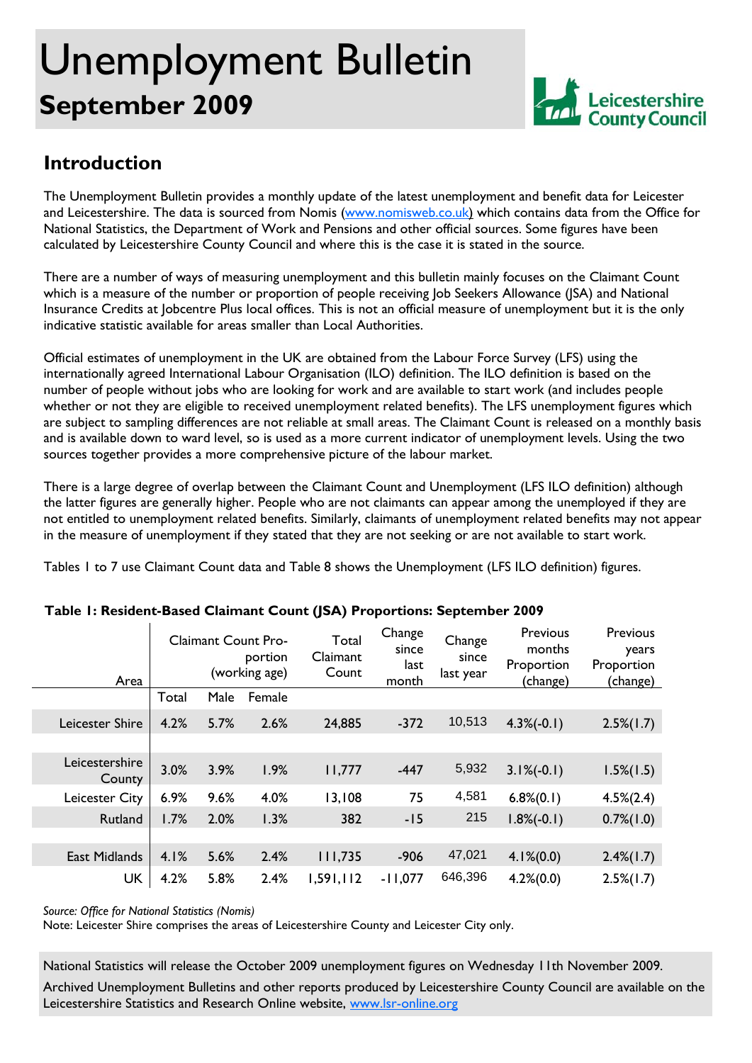# Unemployment Bulletin

## September 2009

## Introduction

The Unemployment Bulletin provides a monthly update of the latest unemployment and benefit data for Leicester and Leicestershire. The data is sourced from Nomis (www.nomisweb.co.uk) which contains data from the Office for National Statistics, the Department of Work and Pensions and other official sources. Some figures have been calculated by Leicestershire County Council and where this is the case it is stated in the source.

There are a number of ways of measuring unemployment and this bulletin mainly focuses on the Claimant Count which is a measure of the number or proportion of people receiving Job Seekers Allowance (JSA) and National Insurance Credits at Jobcentre Plus local offices. This is not an official measure of unemployment but it is the only indicative statistic available for areas smaller than Local Authorities.

Official estimates of unemployment in the UK are obtained from the Labour Force Survey (LFS) using the internationally agreed International Labour Organisation (ILO) definition. The ILO definition is based on the number of people without jobs who are looking for work and are available to start work (and includes people whether or not they are eligible to received unemployment related benefits). The LFS unemployment figures which are subject to sampling differences are not reliable at small areas. The Claimant Count is released on a monthly basis and is available down to ward level, so is used as a more current indicator of unemployment levels. Using the two sources together provides a more comprehensive picture of the labour market.

There is a large degree of overlap between the Claimant Count and Unemployment (LFS ILO definition) although the latter figures are generally higher. People who are not claimants can appear among the unemployed if they are not entitled to unemployment related benefits. Similarly, claimants of unemployment related benefits may not appear in the measure of unemployment if they stated that they are not seeking or are not available to start work.

Tables 1 to 7 use Claimant Count data and Table 8 shows the Unemployment (LFS ILO definition) figures.

**Table 1: Resident-Based Claimant Count (JSA) Proportions: September 2009**

| Area | Claimant Count Proportion (working age) | | | Total Claimant Count | Change since last month | Change since last year | Previous months Proportion (change) | Previous years Proportion (change) |
|---|---|---|---|---|---|---|---|---|
| | Total | Male | Female | | | | | |
| Leicester Shire | 4.2% | 5.7% | 2.6% | 24,885 | -372 | 10,513 | 4.3%(-0.1) | 2.5%(1.7) |
| Leicestershire County | 3.0% | 3.9% | 1.9% | 11,777 | -447 | 5,932 | 3.1%(-0.1) | 1.5%(1.5) |
| Leicester City | 6.9% | 9.6% | 4.0% | 13,108 | 75 | 4,581 | 6.8%(0.1) | 4.5%(2.4) |
| Rutland | 1.7% | 2.0% | 1.3% | 382 | -15 | 215 | 1.8%(-0.1) | 0.7%(1.0) |
| East Midlands | 4.1% | 5.6% | 2.4% | 111,735 | -906 | 47,021 | 4.1%(0.0) | 2.4%(1.7) |
| UK | 4.2% | 5.8% | 2.4% | 1,591,112 | -11,077 | 646,396 | 4.2%(0.0) | 2.5%(1.7) |

*Source: Office for National Statistics (Nomis)*
Note: Leicester Shire comprises the areas of Leicestershire County and Leicester City only.

National Statistics will release the October 2009 unemployment figures on Wednesday 11th November 2009.

Archived Unemployment Bulletins and other reports produced by Leicestershire County Council are available on the Leicestershire Statistics and Research Online website, www.lsr-online.org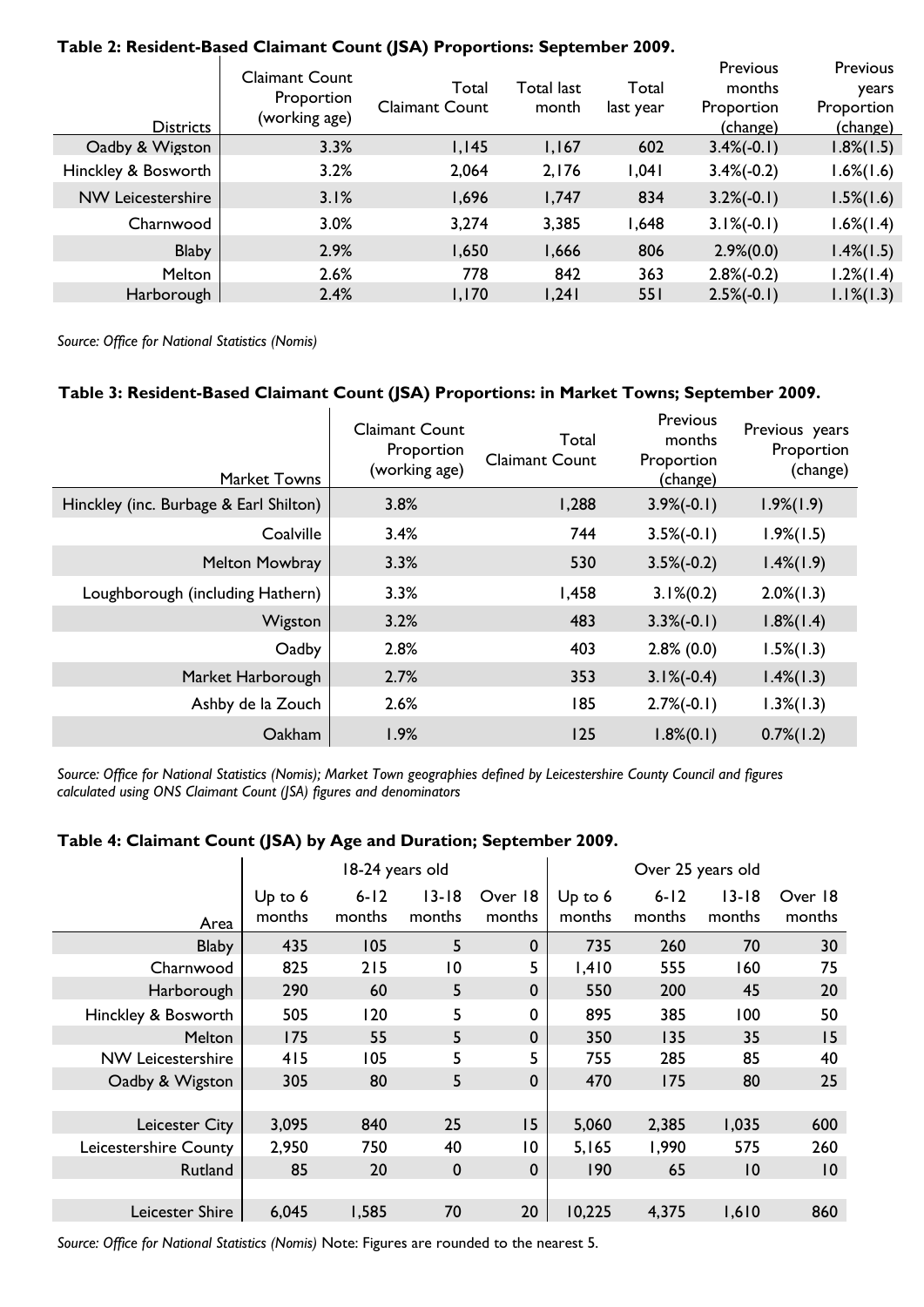**Table 2: Resident-Based Claimant Count (JSA) Proportions: September 2009.**

| Districts | Claimant Count Proportion (working age) | Total Claimant Count | Total last month | Total last year | Previous months Proportion (change) | Previous years Proportion (change) |
|---|---|---|---|---|---|---|
| Oadby & Wigston | 3.3% | 1,145 | 1,167 | 602 | 3.4%(-0.1) | 1.8%(1.5) |
| Hinckley & Bosworth | 3.2% | 2,064 | 2,176 | 1,041 | 3.4%(-0.2) | 1.6%(1.6) |
| NW Leicestershire | 3.1% | 1,696 | 1,747 | 834 | 3.2%(-0.1) | 1.5%(1.6) |
| Charnwood | 3.0% | 3,274 | 3,385 | 1,648 | 3.1%(-0.1) | 1.6%(1.4) |
| Blaby | 2.9% | 1,650 | 1,666 | 806 | 2.9%(0.0) | 1.4%(1.5) |
| Melton | 2.6% | 778 | 842 | 363 | 2.8%(-0.2) | 1.2%(1.4) |
| Harborough | 2.4% | 1,170 | 1,241 | 551 | 2.5%(-0.1) | 1.1%(1.3) |

*Source: Office for National Statistics (Nomis)*

**Table 3: Resident-Based Claimant Count (JSA) Proportions: in Market Towns; September 2009.**

| Market Towns | Claimant Count Proportion (working age) | Total Claimant Count | Previous months Proportion (change) | Previous years Proportion (change) |
|---|---|---|---|---|
| Hinckley (inc. Burbage & Earl Shilton) | 3.8% | 1,288 | 3.9%(-0.1) | 1.9%(1.9) |
| Coalville | 3.4% | 744 | 3.5%(-0.1) | 1.9%(1.5) |
| Melton Mowbray | 3.3% | 530 | 3.5%(-0.2) | 1.4%(1.9) |
| Loughborough (including Hathern) | 3.3% | 1,458 | 3.1%(0.2) | 2.0%(1.3) |
| Wigston | 3.2% | 483 | 3.3%(-0.1) | 1.8%(1.4) |
| Oadby | 2.8% | 403 | 2.8% (0.0) | 1.5%(1.3) |
| Market Harborough | 2.7% | 353 | 3.1%(-0.4) | 1.4%(1.3) |
| Ashby de la Zouch | 2.6% | 185 | 2.7%(-0.1) | 1.3%(1.3) |
| Oakham | 1.9% | 125 | 1.8%(0.1) | 0.7%(1.2) |

*Source: Office for National Statistics (Nomis); Market Town geographies defined by Leicestershire County Council and figures calculated using ONS Claimant Count (JSA) figures and denominators*

**Table 4: Claimant Count (JSA) by Age and Duration; September 2009.**

| | 18-24 years old | | | | Over 25 years old | | | |
|---|---|---|---|---|---|---|---|---|
| Area | Up to 6 months | 6-12 months | 13-18 months | Over 18 months | Up to 6 months | 6-12 months | 13-18 months | Over 18 months |
| Blaby | 435 | 105 | 5 | 0 | 735 | 260 | 70 | 30 |
| Charnwood | 825 | 215 | 10 | 5 | 1,410 | 555 | 160 | 75 |
| Harborough | 290 | 60 | 5 | 0 | 550 | 200 | 45 | 20 |
| Hinckley & Bosworth | 505 | 120 | 5 | 0 | 895 | 385 | 100 | 50 |
| Melton | 175 | 55 | 5 | 0 | 350 | 135 | 35 | 15 |
| NW Leicestershire | 415 | 105 | 5 | 5 | 755 | 285 | 85 | 40 |
| Oadby & Wigston | 305 | 80 | 5 | 0 | 470 | 175 | 80 | 25 |
| | | | | | | | | |
| Leicester City | 3,095 | 840 | 25 | 15 | 5,060 | 2,385 | 1,035 | 600 |
| Leicestershire County | 2,950 | 750 | 40 | 10 | 5,165 | 1,990 | 575 | 260 |
| Rutland | 85 | 20 | 0 | 0 | 190 | 65 | 10 | 10 |
| | | | | | | | | |
| Leicester Shire | 6,045 | 1,585 | 70 | 20 | 10,225 | 4,375 | 1,610 | 860 |

*Source: Office for National Statistics (Nomis)* Note: Figures are rounded to the nearest 5.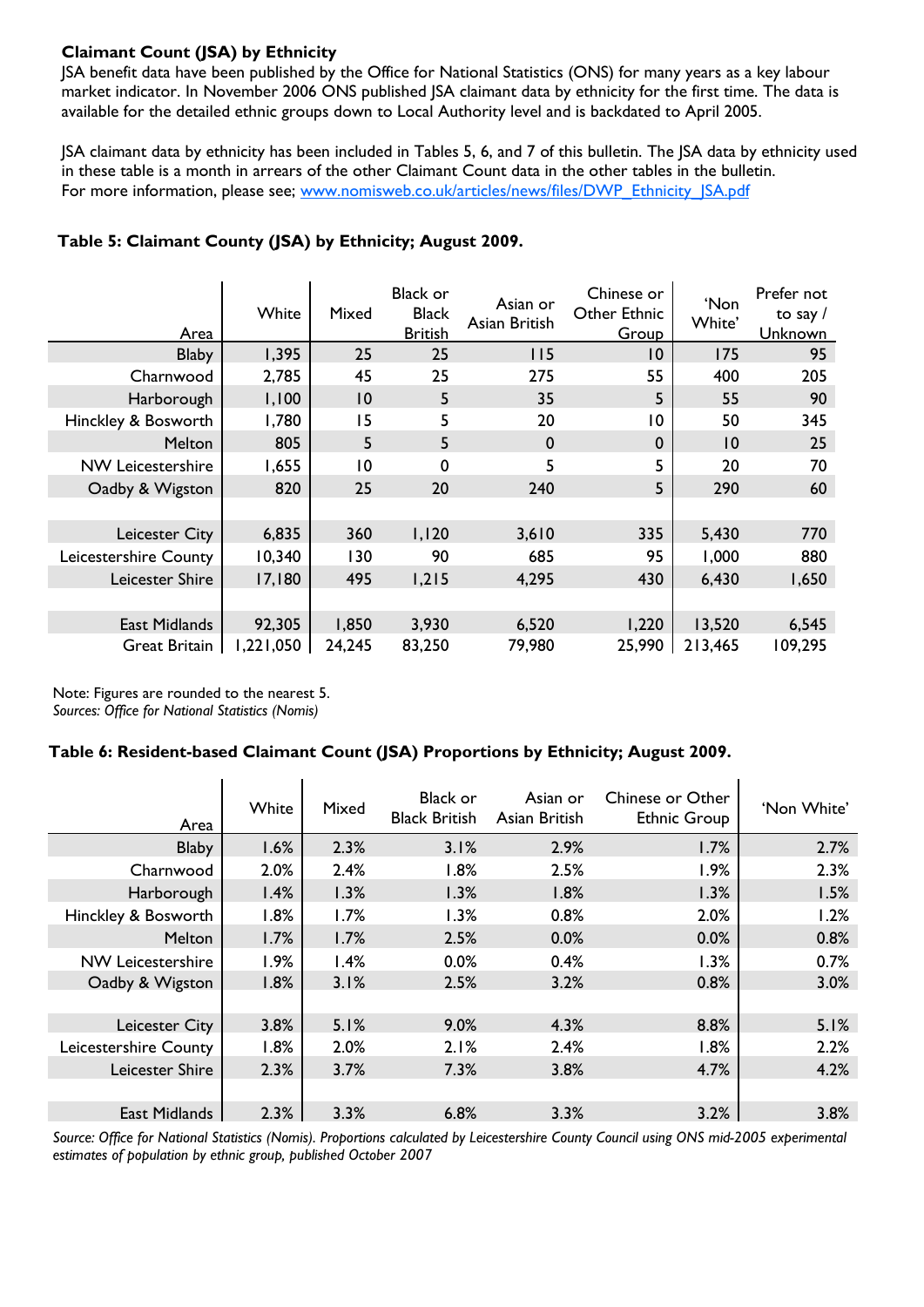**Claimant Count (JSA) by Ethnicity**

JSA benefit data have been published by the Office for National Statistics (ONS) for many years as a key labour market indicator. In November 2006 ONS published JSA claimant data by ethnicity for the first time. The data is available for the detailed ethnic groups down to Local Authority level and is backdated to April 2005.

JSA claimant data by ethnicity has been included in Tables 5, 6, and 7 of this bulletin. The JSA data by ethnicity used in these table is a month in arrears of the other Claimant Count data in the other tables in the bulletin. For more information, please see; www.nomisweb.co.uk/articles/news/files/DWP_Ethnicity_JSA.pdf

**Table 5: Claimant County (JSA) by Ethnicity; August 2009.**

| Area | White | Mixed | Black or Black British | Asian or Asian British | Chinese or Other Ethnic Group | 'Non White' | Prefer not to say / Unknown |
|---|---|---|---|---|---|---|---|
| Blaby | 1,395 | 25 | 25 | 115 | 10 | 175 | 95 |
| Charnwood | 2,785 | 45 | 25 | 275 | 55 | 400 | 205 |
| Harborough | 1,100 | 10 | 5 | 35 | 5 | 55 | 90 |
| Hinckley & Bosworth | 1,780 | 15 | 5 | 20 | 10 | 50 | 345 |
| Melton | 805 | 5 | 5 | 0 | 0 | 10 | 25 |
| NW Leicestershire | 1,655 | 10 | 0 | 5 | 5 | 20 | 70 |
| Oadby & Wigston | 820 | 25 | 20 | 240 | 5 | 290 | 60 |
| | | | | | | | |
| Leicester City | 6,835 | 360 | 1,120 | 3,610 | 335 | 5,430 | 770 |
| Leicestershire County | 10,340 | 130 | 90 | 685 | 95 | 1,000 | 880 |
| Leicester Shire | 17,180 | 495 | 1,215 | 4,295 | 430 | 6,430 | 1,650 |
| | | | | | | | |
| East Midlands | 92,305 | 1,850 | 3,930 | 6,520 | 1,220 | 13,520 | 6,545 |
| Great Britain | 1,221,050 | 24,245 | 83,250 | 79,980 | 25,990 | 213,465 | 109,295 |

Note: Figures are rounded to the nearest 5.
*Sources: Office for National Statistics (Nomis)*

**Table 6: Resident-based Claimant Count (JSA) Proportions by Ethnicity; August 2009.**

| Area | White | Mixed | Black or Black British | Asian or Asian British | Chinese or Other Ethnic Group | 'Non White' |
|---|---|---|---|---|---|---|
| Blaby | 1.6% | 2.3% | 3.1% | 2.9% | 1.7% | 2.7% |
| Charnwood | 2.0% | 2.4% | 1.8% | 2.5% | 1.9% | 2.3% |
| Harborough | 1.4% | 1.3% | 1.3% | 1.8% | 1.3% | 1.5% |
| Hinckley & Bosworth | 1.8% | 1.7% | 1.3% | 0.8% | 2.0% | 1.2% |
| Melton | 1.7% | 1.7% | 2.5% | 0.0% | 0.0% | 0.8% |
| NW Leicestershire | 1.9% | 1.4% | 0.0% | 0.4% | 1.3% | 0.7% |
| Oadby & Wigston | 1.8% | 3.1% | 2.5% | 3.2% | 0.8% | 3.0% |
| | | | | | | |
| Leicester City | 3.8% | 5.1% | 9.0% | 4.3% | 8.8% | 5.1% |
| Leicestershire County | 1.8% | 2.0% | 2.1% | 2.4% | 1.8% | 2.2% |
| Leicester Shire | 2.3% | 3.7% | 7.3% | 3.8% | 4.7% | 4.2% |
| | | | | | | |
| East Midlands | 2.3% | 3.3% | 6.8% | 3.3% | 3.2% | 3.8% |

*Source: Office for National Statistics (Nomis). Proportions calculated by Leicestershire County Council using ONS mid-2005 experimental estimates of population by ethnic group, published October 2007*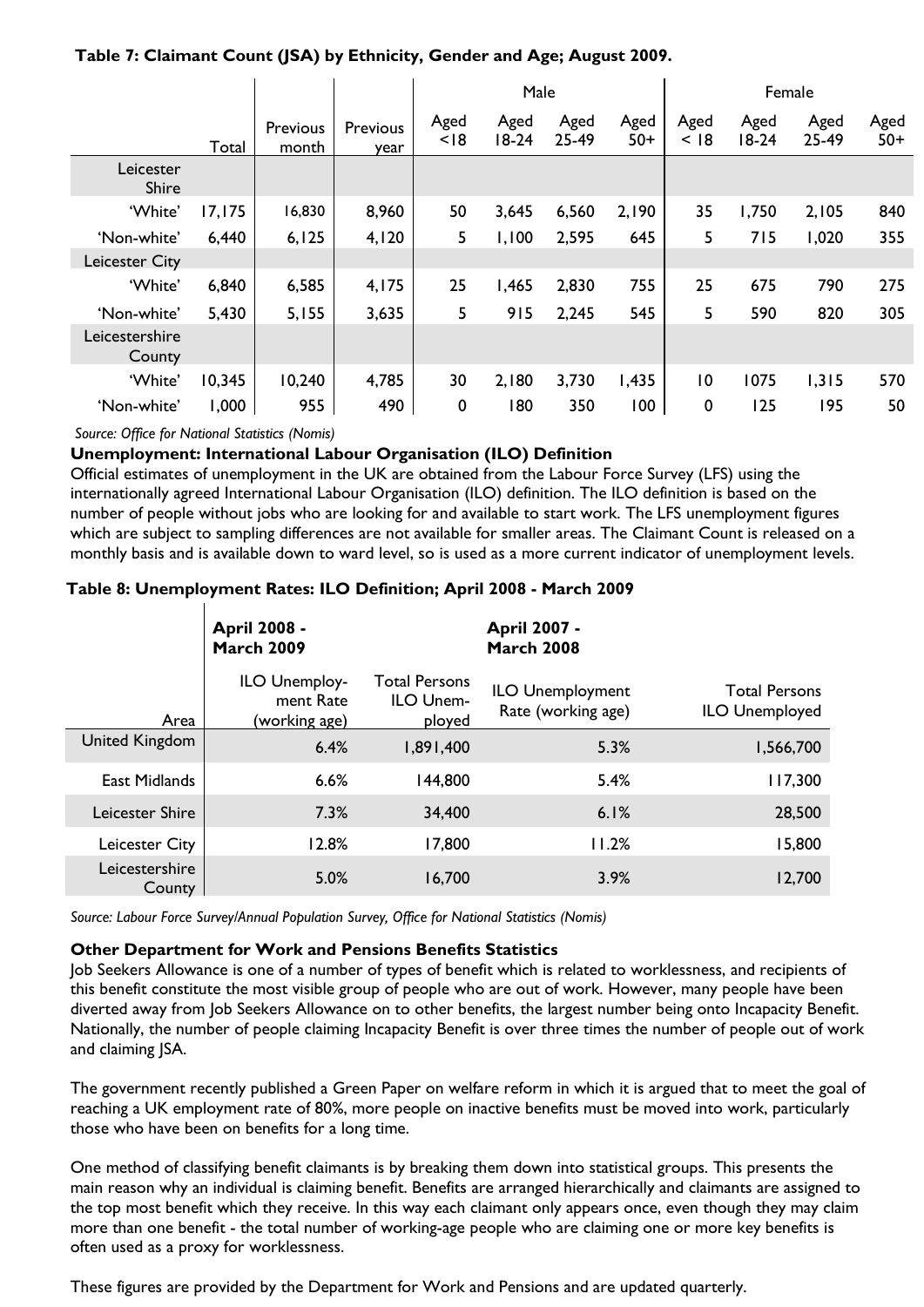**Table 7: Claimant Count (JSA) by Ethnicity, Gender and Age; August 2009.**

| | Total | Previous month | Previous year | Male | | | | Female | | | |
|---|---|---|---|---|---|---|---|---|---|---|---|
| | | | | Aged <18 | Aged 18-24 | Aged 25-49 | Aged 50+ | Aged < 18 | Aged 18-24 | Aged 25-49 | Aged 50+ |
| **Leicester Shire** | | | | | | | | | | | |
| 'White' | 17,175 | 16,830 | 8,960 | 50 | 3,645 | 6,560 | 2,190 | 35 | 1,750 | 2,105 | 840 |
| 'Non-white' | 6,440 | 6,125 | 4,120 | 5 | 1,100 | 2,595 | 645 | 5 | 715 | 1,020 | 355 |
| **Leicester City** | | | | | | | | | | | |
| 'White' | 6,840 | 6,585 | 4,175 | 25 | 1,465 | 2,830 | 755 | 25 | 675 | 790 | 275 |
| 'Non-white' | 5,430 | 5,155 | 3,635 | 5 | 915 | 2,245 | 545 | 5 | 590 | 820 | 305 |
| **Leicestershire County** | | | | | | | | | | | |
| 'White' | 10,345 | 10,240 | 4,785 | 30 | 2,180 | 3,730 | 1,435 | 10 | 1075 | 1,315 | 570 |
| 'Non-white' | 1,000 | 955 | 490 | 0 | 180 | 350 | 100 | 0 | 125 | 195 | 50 |

*Source: Office for National Statistics (Nomis)*

**Unemployment: International Labour Organisation (ILO) Definition**

Official estimates of unemployment in the UK are obtained from the Labour Force Survey (LFS) using the internationally agreed International Labour Organisation (ILO) definition. The ILO definition is based on the number of people without jobs who are looking for and available to start work. The LFS unemployment figures which are subject to sampling differences are not available for smaller areas. The Claimant Count is released on a monthly basis and is available down to ward level, so is used as a more current indicator of unemployment levels.

**Table 8: Unemployment Rates: ILO Definition; April 2008 - March 2009**

| | **April 2008 - March 2009** | | **April 2007 - March 2008** | |
|---|---|---|---|---|
| Area | ILO Unemployment Rate (working age) | Total Persons ILO Unemployed | ILO Unemployment Rate (working age) | Total Persons ILO Unemployed |
| United Kingdom | 6.4% | 1,891,400 | 5.3% | 1,566,700 |
| East Midlands | 6.6% | 144,800 | 5.4% | 117,300 |
| Leicester Shire | 7.3% | 34,400 | 6.1% | 28,500 |
| Leicester City | 12.8% | 17,800 | 11.2% | 15,800 |
| Leicestershire County | 5.0% | 16,700 | 3.9% | 12,700 |

*Source: Labour Force Survey/Annual Population Survey, Office for National Statistics (Nomis)*

**Other Department for Work and Pensions Benefits Statistics**

Job Seekers Allowance is one of a number of types of benefit which is related to worklessness, and recipients of this benefit constitute the most visible group of people who are out of work. However, many people have been diverted away from Job Seekers Allowance on to other benefits, the largest number being onto Incapacity Benefit. Nationally, the number of people claiming Incapacity Benefit is over three times the number of people out of work and claiming JSA.

The government recently published a Green Paper on welfare reform in which it is argued that to meet the goal of reaching a UK employment rate of 80%, more people on inactive benefits must be moved into work, particularly those who have been on benefits for a long time.

One method of classifying benefit claimants is by breaking them down into statistical groups. This presents the main reason why an individual is claiming benefit. Benefits are arranged hierarchically and claimants are assigned to the top most benefit which they receive. In this way each claimant only appears once, even though they may claim more than one benefit - the total number of working-age people who are claiming one or more key benefits is often used as a proxy for worklessness.

These figures are provided by the Department for Work and Pensions and are updated quarterly.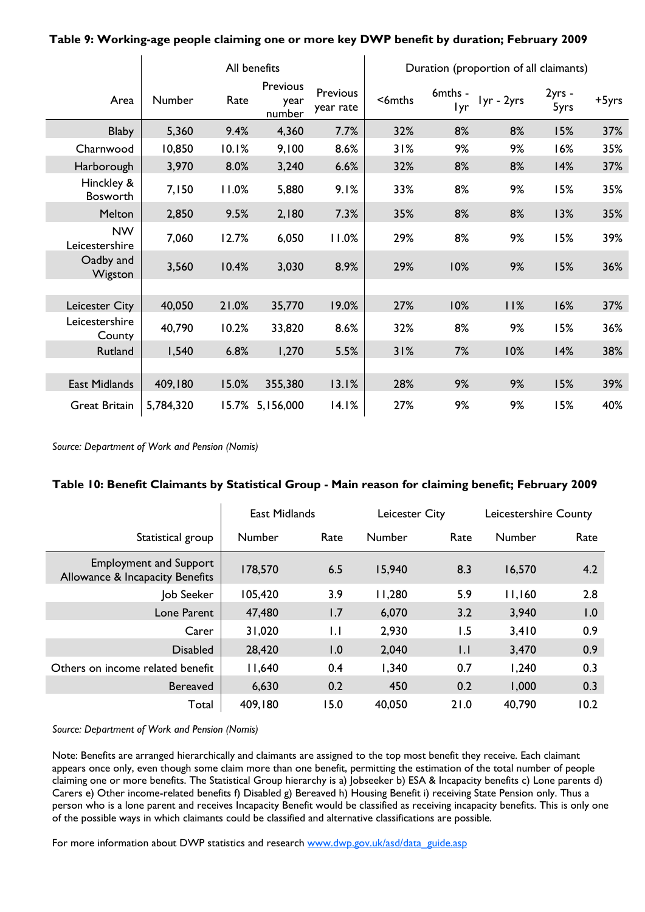**Table 9: Working-age people claiming one or more key DWP benefit by duration; February 2009**

| Area | All benefits | | | | Duration (proportion of all claimants) | | | | |
|---|---|---|---|---|---|---|---|---|---|
| | Number | Rate | Previous year number | Previous year rate | <6mths | 6mths - 1yr | 1yr - 2yrs | 2yrs - 5yrs | +5yrs |
| Blaby | 5,360 | 9.4% | 4,360 | 7.7% | 32% | 8% | 8% | 15% | 37% |
| Charnwood | 10,850 | 10.1% | 9,100 | 8.6% | 31% | 9% | 9% | 16% | 35% |
| Harborough | 3,970 | 8.0% | 3,240 | 6.6% | 32% | 8% | 8% | 14% | 37% |
| Hinckley & Bosworth | 7,150 | 11.0% | 5,880 | 9.1% | 33% | 8% | 9% | 15% | 35% |
| Melton | 2,850 | 9.5% | 2,180 | 7.3% | 35% | 8% | 8% | 13% | 35% |
| NW Leicestershire | 7,060 | 12.7% | 6,050 | 11.0% | 29% | 8% | 9% | 15% | 39% |
| Oadby and Wigston | 3,560 | 10.4% | 3,030 | 8.9% | 29% | 10% | 9% | 15% | 36% |
| | | | | | | | | | |
| Leicester City | 40,050 | 21.0% | 35,770 | 19.0% | 27% | 10% | 11% | 16% | 37% |
| Leicestershire County | 40,790 | 10.2% | 33,820 | 8.6% | 32% | 8% | 9% | 15% | 36% |
| Rutland | 1,540 | 6.8% | 1,270 | 5.5% | 31% | 7% | 10% | 14% | 38% |
| | | | | | | | | | |
| East Midlands | 409,180 | 15.0% | 355,380 | 13.1% | 28% | 9% | 9% | 15% | 39% |
| Great Britain | 5,784,320 | 15.7% | 5,156,000 | 14.1% | 27% | 9% | 9% | 15% | 40% |

*Source: Department of Work and Pension (Nomis)*

**Table 10: Benefit Claimants by Statistical Group - Main reason for claiming benefit; February 2009**

| | East Midlands | | Leicester City | | Leicestershire County | |
|---|---|---|---|---|---|---|
| Statistical group | Number | Rate | Number | Rate | Number | Rate |
| Employment and Support Allowance & Incapacity Benefits | 178,570 | 6.5 | 15,940 | 8.3 | 16,570 | 4.2 |
| Job Seeker | 105,420 | 3.9 | 11,280 | 5.9 | 11,160 | 2.8 |
| Lone Parent | 47,480 | 1.7 | 6,070 | 3.2 | 3,940 | 1.0 |
| Carer | 31,020 | 1.1 | 2,930 | 1.5 | 3,410 | 0.9 |
| Disabled | 28,420 | 1.0 | 2,040 | 1.1 | 3,470 | 0.9 |
| Others on income related benefit | 11,640 | 0.4 | 1,340 | 0.7 | 1,240 | 0.3 |
| Bereaved | 6,630 | 0.2 | 450 | 0.2 | 1,000 | 0.3 |
| Total | 409,180 | 15.0 | 40,050 | 21.0 | 40,790 | 10.2 |

*Source: Department of Work and Pension (Nomis)*

Note: Benefits are arranged hierarchically and claimants are assigned to the top most benefit they receive. Each claimant appears once only, even though some claim more than one benefit, permitting the estimation of the total number of people claiming one or more benefits. The Statistical Group hierarchy is a) Jobseeker b) ESA & Incapacity benefits c) Lone parents d) Carers e) Other income-related benefits f) Disabled g) Bereaved h) Housing Benefit i) receiving State Pension only. Thus a person who is a lone parent and receives Incapacity Benefit would be classified as receiving incapacity benefits. This is only one of the possible ways in which claimants could be classified and alternative classifications are possible.

For more information about DWP statistics and research [www.dwp.gov.uk/asd/data_guide.asp](www.dwp.gov.uk/asd/data_guide.asp)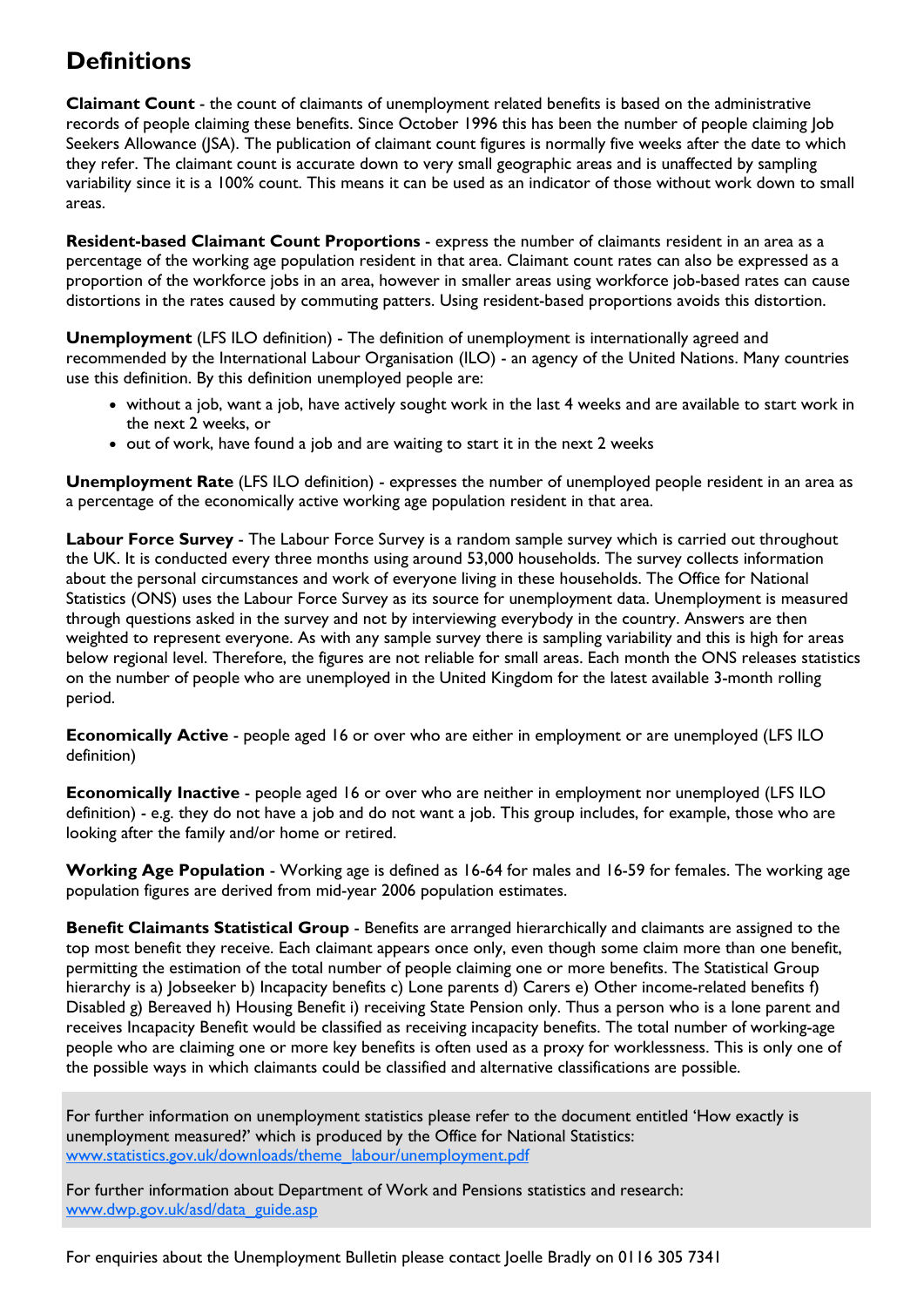# Definitions

**Claimant Count** - the count of claimants of unemployment related benefits is based on the administrative records of people claiming these benefits. Since October 1996 this has been the number of people claiming Job Seekers Allowance (JSA). The publication of claimant count figures is normally five weeks after the date to which they refer. The claimant count is accurate down to very small geographic areas and is unaffected by sampling variability since it is a 100% count. This means it can be used as an indicator of those without work down to small areas.

**Resident-based Claimant Count Proportions** - express the number of claimants resident in an area as a percentage of the working age population resident in that area. Claimant count rates can also be expressed as a proportion of the workforce jobs in an area, however in smaller areas using workforce job-based rates can cause distortions in the rates caused by commuting patters. Using resident-based proportions avoids this distortion.

**Unemployment** (LFS ILO definition) - The definition of unemployment is internationally agreed and recommended by the International Labour Organisation (ILO) - an agency of the United Nations. Many countries use this definition. By this definition unemployed people are:

- without a job, want a job, have actively sought work in the last 4 weeks and are available to start work in the next 2 weeks, or
- out of work, have found a job and are waiting to start it in the next 2 weeks

**Unemployment Rate** (LFS ILO definition) - expresses the number of unemployed people resident in an area as a percentage of the economically active working age population resident in that area.

**Labour Force Survey** - The Labour Force Survey is a random sample survey which is carried out throughout the UK. It is conducted every three months using around 53,000 households. The survey collects information about the personal circumstances and work of everyone living in these households. The Office for National Statistics (ONS) uses the Labour Force Survey as its source for unemployment data. Unemployment is measured through questions asked in the survey and not by interviewing everybody in the country. Answers are then weighted to represent everyone. As with any sample survey there is sampling variability and this is high for areas below regional level. Therefore, the figures are not reliable for small areas. Each month the ONS releases statistics on the number of people who are unemployed in the United Kingdom for the latest available 3-month rolling period.

**Economically Active** - people aged 16 or over who are either in employment or are unemployed (LFS ILO definition)

**Economically Inactive** - people aged 16 or over who are neither in employment nor unemployed (LFS ILO definition) - e.g. they do not have a job and do not want a job. This group includes, for example, those who are looking after the family and/or home or retired.

**Working Age Population** - Working age is defined as 16-64 for males and 16-59 for females. The working age population figures are derived from mid-year 2006 population estimates.

**Benefit Claimants Statistical Group** - Benefits are arranged hierarchically and claimants are assigned to the top most benefit they receive. Each claimant appears once only, even though some claim more than one benefit, permitting the estimation of the total number of people claiming one or more benefits. The Statistical Group hierarchy is a) Jobseeker b) Incapacity benefits c) Lone parents d) Carers e) Other income-related benefits f) Disabled g) Bereaved h) Housing Benefit i) receiving State Pension only. Thus a person who is a lone parent and receives Incapacity Benefit would be classified as receiving incapacity benefits. The total number of working-age people who are claiming one or more key benefits is often used as a proxy for worklessness. This is only one of the possible ways in which claimants could be classified and alternative classifications are possible.

For further information on unemployment statistics please refer to the document entitled 'How exactly is unemployment measured?' which is produced by the Office for National Statistics: [www.statistics.gov.uk/downloads/theme_labour/unemployment.pdf](www.statistics.gov.uk/downloads/theme_labour/unemployment.pdf)

For further information about Department of Work and Pensions statistics and research: [www.dwp.gov.uk/asd/data_guide.asp](www.dwp.gov.uk/asd/data_guide.asp)

For enquiries about the Unemployment Bulletin please contact Joelle Bradly on 0116 305 7341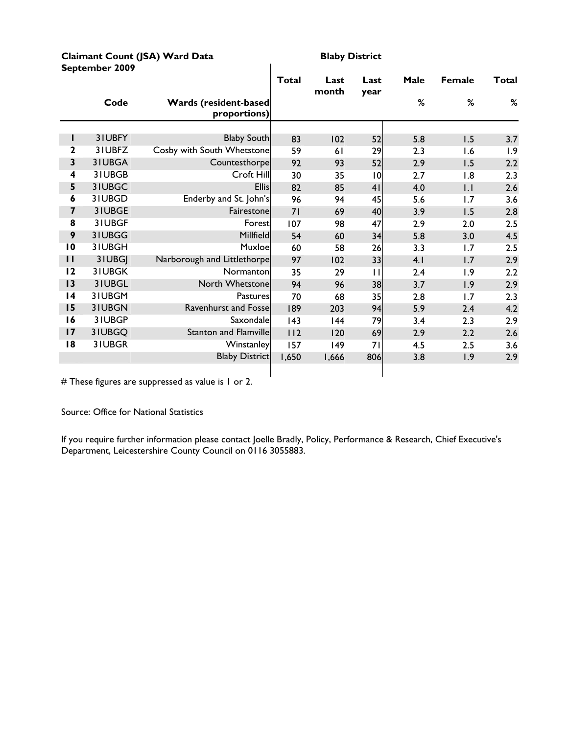**Claimant Count (JSA) Ward Data**
**September 2009**

**Blaby District**

| | Code | Wards (resident-based proportions) | Total | Last month | Last year | Male % | Female % | Total % |
|---|---|---|---|---|---|---|---|---|
| 1 | 31UBFY | Blaby South | 83 | 102 | 52 | 5.8 | 1.5 | 3.7 |
| 2 | 31UBFZ | Cosby with South Whetstone | 59 | 61 | 29 | 2.3 | 1.6 | 1.9 |
| 3 | 31UBGA | Countesthorpe | 92 | 93 | 52 | 2.9 | 1.5 | 2.2 |
| 4 | 31UBGB | Croft Hill | 30 | 35 | 10 | 2.7 | 1.8 | 2.3 |
| 5 | 31UBGC | Ellis | 82 | 85 | 41 | 4.0 | 1.1 | 2.6 |
| 6 | 31UBGD | Enderby and St. John's | 96 | 94 | 45 | 5.6 | 1.7 | 3.6 |
| 7 | 31UBGE | Fairestone | 71 | 69 | 40 | 3.9 | 1.5 | 2.8 |
| 8 | 31UBGF | Forest | 107 | 98 | 47 | 2.9 | 2.0 | 2.5 |
| 9 | 31UBGG | Millfield | 54 | 60 | 34 | 5.8 | 3.0 | 4.5 |
| 10 | 31UBGH | Muxloe | 60 | 58 | 26 | 3.3 | 1.7 | 2.5 |
| 11 | 31UBGJ | Narborough and Littlethorpe | 97 | 102 | 33 | 4.1 | 1.7 | 2.9 |
| 12 | 31UBGK | Normanton | 35 | 29 | 11 | 2.4 | 1.9 | 2.2 |
| 13 | 31UBGL | North Whetstone | 94 | 96 | 38 | 3.7 | 1.9 | 2.9 |
| 14 | 31UBGM | Pastures | 70 | 68 | 35 | 2.8 | 1.7 | 2.3 |
| 15 | 31UBGN | Ravenhurst and Fosse | 189 | 203 | 94 | 5.9 | 2.4 | 4.2 |
| 16 | 31UBGP | Saxondale | 143 | 144 | 79 | 3.4 | 2.3 | 2.9 |
| 17 | 31UBGQ | Stanton and Flamville | 112 | 120 | 69 | 2.9 | 2.2 | 2.6 |
| 18 | 31UBGR | Winstanley | 157 | 149 | 71 | 4.5 | 2.5 | 3.6 |
| | | Blaby District | 1,650 | 1,666 | 806 | 3.8 | 1.9 | 2.9 |

# These figures are suppressed as value is 1 or 2.

Source: Office for National Statistics

If you require further information please contact Joelle Bradly, Policy, Performance & Research, Chief Executive's Department, Leicestershire County Council on 0116 3055883.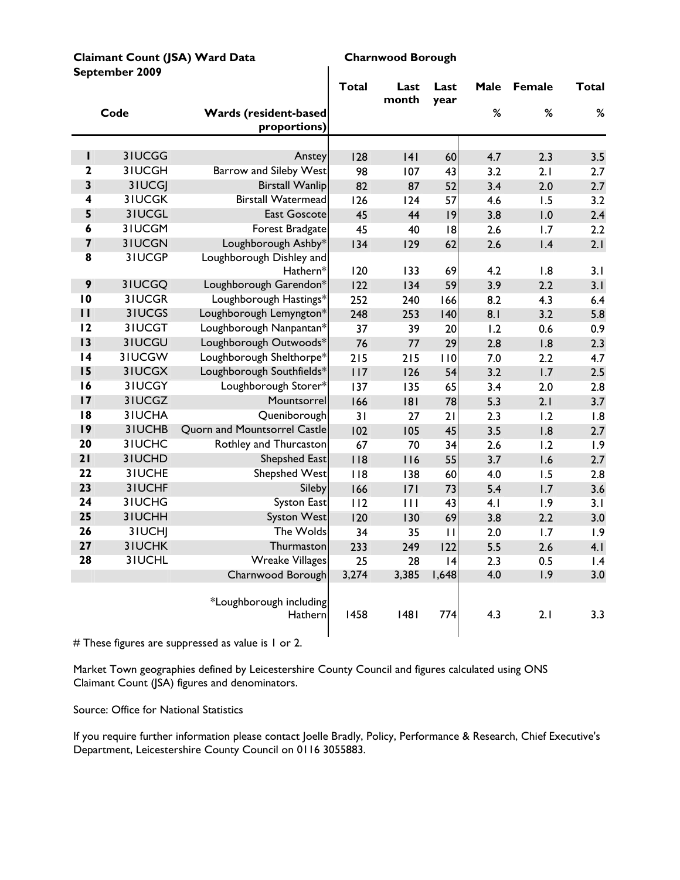**Claimant Count (JSA) Ward Data September 2009** **Charnwood Borough**

| | Code | Wards (resident-based proportions) | Total | Last month | Last year | Male % | Female % | Total % |
|---|---|---|---|---|---|---|---|---|
| 1 | 31UCGG | Anstey | 128 | 141 | 60 | 4.7 | 2.3 | 3.5 |
| 2 | 31UCGH | Barrow and Sileby West | 98 | 107 | 43 | 3.2 | 2.1 | 2.7 |
| 3 | 31UCGJ | Birstall Wanlip | 82 | 87 | 52 | 3.4 | 2.0 | 2.7 |
| 4 | 31UCGK | Birstall Watermead | 126 | 124 | 57 | 4.6 | 1.5 | 3.2 |
| 5 | 31UCGL | East Goscote | 45 | 44 | 19 | 3.8 | 1.0 | 2.4 |
| 6 | 31UCGM | Forest Bradgate | 45 | 40 | 18 | 2.6 | 1.7 | 2.2 |
| 7 | 31UCGN | Loughborough Ashby* | 134 | 129 | 62 | 2.6 | 1.4 | 2.1 |
| 8 | 31UCGP | Loughborough Dishley and Hathern* | 120 | 133 | 69 | 4.2 | 1.8 | 3.1 |
| 9 | 31UCGQ | Loughborough Garendon* | 122 | 134 | 59 | 3.9 | 2.2 | 3.1 |
| 10 | 31UCGR | Loughborough Hastings* | 252 | 240 | 166 | 8.2 | 4.3 | 6.4 |
| 11 | 31UCGS | Loughborough Lemyngton* | 248 | 253 | 140 | 8.1 | 3.2 | 5.8 |
| 12 | 31UCGT | Loughborough Nanpantan* | 37 | 39 | 20 | 1.2 | 0.6 | 0.9 |
| 13 | 31UCGU | Loughborough Outwoods* | 76 | 77 | 29 | 2.8 | 1.8 | 2.3 |
| 14 | 31UCGW | Loughborough Shelthorpe* | 215 | 215 | 110 | 7.0 | 2.2 | 4.7 |
| 15 | 31UCGX | Loughborough Southfields* | 117 | 126 | 54 | 3.2 | 1.7 | 2.5 |
| 16 | 31UCGY | Loughborough Storer* | 137 | 135 | 65 | 3.4 | 2.0 | 2.8 |
| 17 | 31UCGZ | Mountsorrel | 166 | 181 | 78 | 5.3 | 2.1 | 3.7 |
| 18 | 31UCHA | Queniborough | 31 | 27 | 21 | 2.3 | 1.2 | 1.8 |
| 19 | 31UCHB | Quorn and Mountsorrel Castle | 102 | 105 | 45 | 3.5 | 1.8 | 2.7 |
| 20 | 31UCHC | Rothley and Thurcaston | 67 | 70 | 34 | 2.6 | 1.2 | 1.9 |
| 21 | 31UCHD | Shepshed East | 118 | 116 | 55 | 3.7 | 1.6 | 2.7 |
| 22 | 31UCHE | Shepshed West | 118 | 138 | 60 | 4.0 | 1.5 | 2.8 |
| 23 | 31UCHF | Sileby | 166 | 171 | 73 | 5.4 | 1.7 | 3.6 |
| 24 | 31UCHG | Syston East | 112 | 111 | 43 | 4.1 | 1.9 | 3.1 |
| 25 | 31UCHH | Syston West | 120 | 130 | 69 | 3.8 | 2.2 | 3.0 |
| 26 | 31UCHJ | The Wolds | 34 | 35 | 11 | 2.0 | 1.7 | 1.9 |
| 27 | 31UCHK | Thurmaston | 233 | 249 | 122 | 5.5 | 2.6 | 4.1 |
| 28 | 31UCHL | Wreake Villages | 25 | 28 | 14 | 2.3 | 0.5 | 1.4 |
| | | Charnwood Borough | 3,274 | 3,385 | 1,648 | 4.0 | 1.9 | 3.0 |
| | | *Loughborough including Hathern | 1458 | 1481 | 774 | 4.3 | 2.1 | 3.3 |

# These figures are suppressed as value is 1 or 2.

Market Town geographies defined by Leicestershire County Council and figures calculated using ONS Claimant Count (JSA) figures and denominators.

Source: Office for National Statistics

If you require further information please contact Joelle Bradly, Policy, Performance & Research, Chief Executive's Department, Leicestershire County Council on 0116 3055883.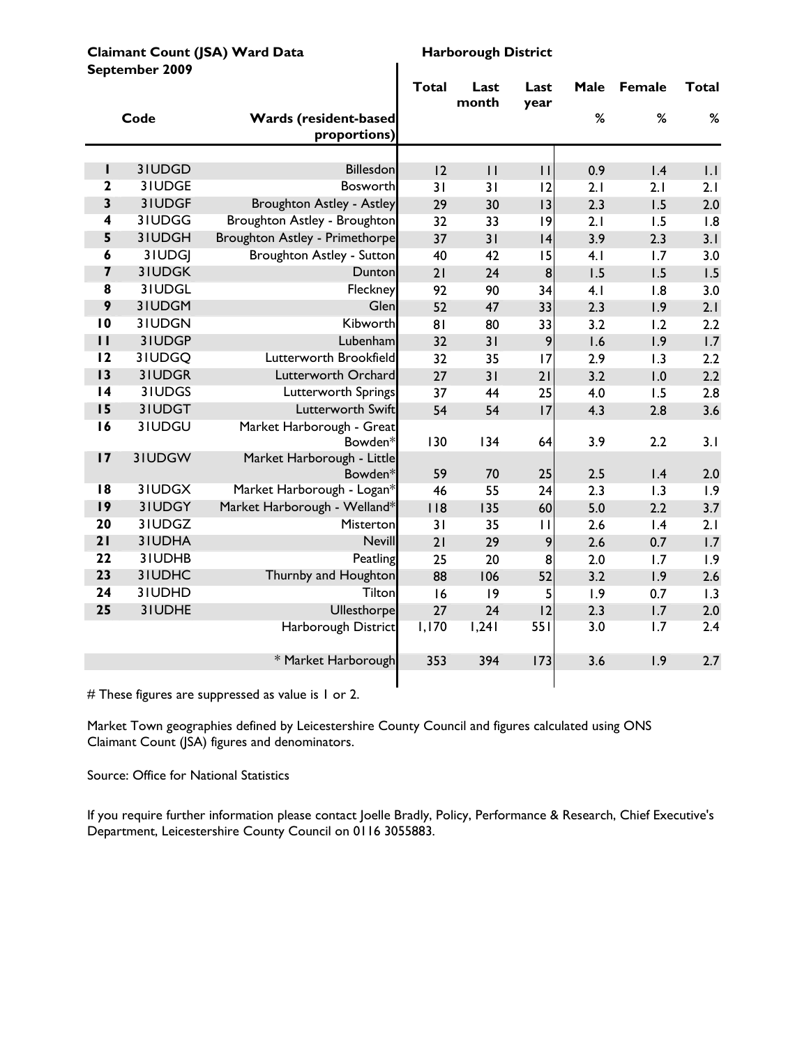**Claimant Count (JSA) Ward Data**
**September 2009**

**Harborough District**

| | Code | Wards (resident-based proportions) | Total | Last month | Last year | Male % | Female % | Total % |
|---|---|---|---|---|---|---|---|---|
| 1 | 31UDGD | Billesdon | 12 | 11 | 11 | 0.9 | 1.4 | 1.1 |
| 2 | 31UDGE | Bosworth | 31 | 31 | 12 | 2.1 | 2.1 | 2.1 |
| 3 | 31UDGF | Broughton Astley - Astley | 29 | 30 | 13 | 2.3 | 1.5 | 2.0 |
| 4 | 31UDGG | Broughton Astley - Broughton | 32 | 33 | 19 | 2.1 | 1.5 | 1.8 |
| 5 | 31UDGH | Broughton Astley - Primethorpe | 37 | 31 | 14 | 3.9 | 2.3 | 3.1 |
| 6 | 31UDGJ | Broughton Astley - Sutton | 40 | 42 | 15 | 4.1 | 1.7 | 3.0 |
| 7 | 31UDGK | Dunton | 21 | 24 | 8 | 1.5 | 1.5 | 1.5 |
| 8 | 31UDGL | Fleckney | 92 | 90 | 34 | 4.1 | 1.8 | 3.0 |
| 9 | 31UDGM | Glen | 52 | 47 | 33 | 2.3 | 1.9 | 2.1 |
| 10 | 31UDGN | Kibworth | 81 | 80 | 33 | 3.2 | 1.2 | 2.2 |
| 11 | 31UDGP | Lubenham | 32 | 31 | 9 | 1.6 | 1.9 | 1.7 |
| 12 | 31UDGQ | Lutterworth Brookfield | 32 | 35 | 17 | 2.9 | 1.3 | 2.2 |
| 13 | 31UDGR | Lutterworth Orchard | 27 | 31 | 21 | 3.2 | 1.0 | 2.2 |
| 14 | 31UDGS | Lutterworth Springs | 37 | 44 | 25 | 4.0 | 1.5 | 2.8 |
| 15 | 31UDGT | Lutterworth Swift | 54 | 54 | 17 | 4.3 | 2.8 | 3.6 |
| 16 | 31UDGU | Market Harborough - Great Bowden* | 130 | 134 | 64 | 3.9 | 2.2 | 3.1 |
| 17 | 31UDGW | Market Harborough - Little Bowden* | 59 | 70 | 25 | 2.5 | 1.4 | 2.0 |
| 18 | 31UDGX | Market Harborough - Logan* | 46 | 55 | 24 | 2.3 | 1.3 | 1.9 |
| 19 | 31UDGY | Market Harborough - Welland* | 118 | 135 | 60 | 5.0 | 2.2 | 3.7 |
| 20 | 31UDGZ | Misterton | 31 | 35 | 11 | 2.6 | 1.4 | 2.1 |
| 21 | 31UDHA | Nevill | 21 | 29 | 9 | 2.6 | 0.7 | 1.7 |
| 22 | 31UDHB | Peatling | 25 | 20 | 8 | 2.0 | 1.7 | 1.9 |
| 23 | 31UDHC | Thurnby and Houghton | 88 | 106 | 52 | 3.2 | 1.9 | 2.6 |
| 24 | 31UDHD | Tilton | 16 | 19 | 5 | 1.9 | 0.7 | 1.3 |
| 25 | 31UDHE | Ullesthorpe | 27 | 24 | 12 | 2.3 | 1.7 | 2.0 |
| | | Harborough District | 1,170 | 1,241 | 551 | 3.0 | 1.7 | 2.4 |
| | | * Market Harborough | 353 | 394 | 173 | 3.6 | 1.9 | 2.7 |

# These figures are suppressed as value is 1 or 2.

Market Town geographies defined by Leicestershire County Council and figures calculated using ONS Claimant Count (JSA) figures and denominators.

Source: Office for National Statistics

If you require further information please contact Joelle Bradly, Policy, Performance & Research, Chief Executive's Department, Leicestershire County Council on 0116 3055883.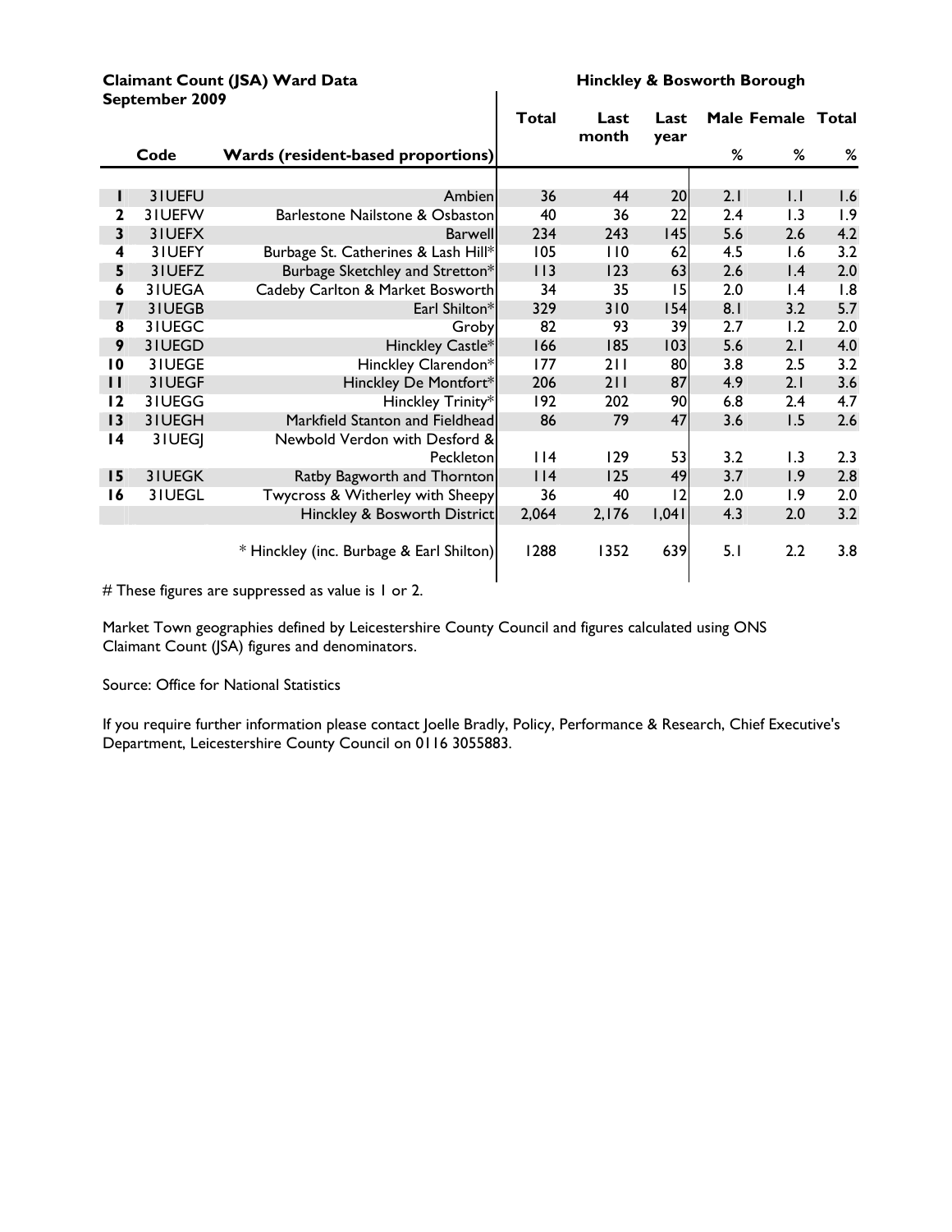**Claimant Count (JSA) Ward Data**
**September 2009**

**Hinckley & Bosworth Borough**

| | Code | Wards (resident-based proportions) | Total | Last month | Last year | Male % | Female % | Total % |
|---|---|---|---|---|---|---|---|---|
| 1 | 31UEFU | Ambien | 36 | 44 | 20 | 2.1 | 1.1 | 1.6 |
| 2 | 31UEFW | Barlestone Nailstone & Osbaston | 40 | 36 | 22 | 2.4 | 1.3 | 1.9 |
| 3 | 31UEFX | Barwell | 234 | 243 | 145 | 5.6 | 2.6 | 4.2 |
| 4 | 31UEFY | Burbage St. Catherines & Lash Hill* | 105 | 110 | 62 | 4.5 | 1.6 | 3.2 |
| 5 | 31UEFZ | Burbage Sketchley and Stretton* | 113 | 123 | 63 | 2.6 | 1.4 | 2.0 |
| 6 | 31UEGA | Cadeby Carlton & Market Bosworth | 34 | 35 | 15 | 2.0 | 1.4 | 1.8 |
| 7 | 31UEGB | Earl Shilton* | 329 | 310 | 154 | 8.1 | 3.2 | 5.7 |
| 8 | 31UEGC | Groby | 82 | 93 | 39 | 2.7 | 1.2 | 2.0 |
| 9 | 31UEGD | Hinckley Castle* | 166 | 185 | 103 | 5.6 | 2.1 | 4.0 |
| 10 | 31UEGE | Hinckley Clarendon* | 177 | 211 | 80 | 3.8 | 2.5 | 3.2 |
| 11 | 31UEGF | Hinckley De Montfort* | 206 | 211 | 87 | 4.9 | 2.1 | 3.6 |
| 12 | 31UEGG | Hinckley Trinity* | 192 | 202 | 90 | 6.8 | 2.4 | 4.7 |
| 13 | 31UEGH | Markfield Stanton and Fieldhead | 86 | 79 | 47 | 3.6 | 1.5 | 2.6 |
| 14 | 31UEGJ | Newbold Verdon with Desford & Peckleton | 114 | 129 | 53 | 3.2 | 1.3 | 2.3 |
| 15 | 31UEGK | Ratby Bagworth and Thornton | 114 | 125 | 49 | 3.7 | 1.9 | 2.8 |
| 16 | 31UEGL | Twycross & Witherley with Sheepy | 36 | 40 | 12 | 2.0 | 1.9 | 2.0 |
| | | Hinckley & Bosworth District | 2,064 | 2,176 | 1,041 | 4.3 | 2.0 | 3.2 |
| | | * Hinckley (inc. Burbage & Earl Shilton) | 1288 | 1352 | 639 | 5.1 | 2.2 | 3.8 |

# These figures are suppressed as value is 1 or 2.

Market Town geographies defined by Leicestershire County Council and figures calculated using ONS Claimant Count (JSA) figures and denominators.

Source: Office for National Statistics

If you require further information please contact Joelle Bradly, Policy, Performance & Research, Chief Executive's Department, Leicestershire County Council on 0116 3055883.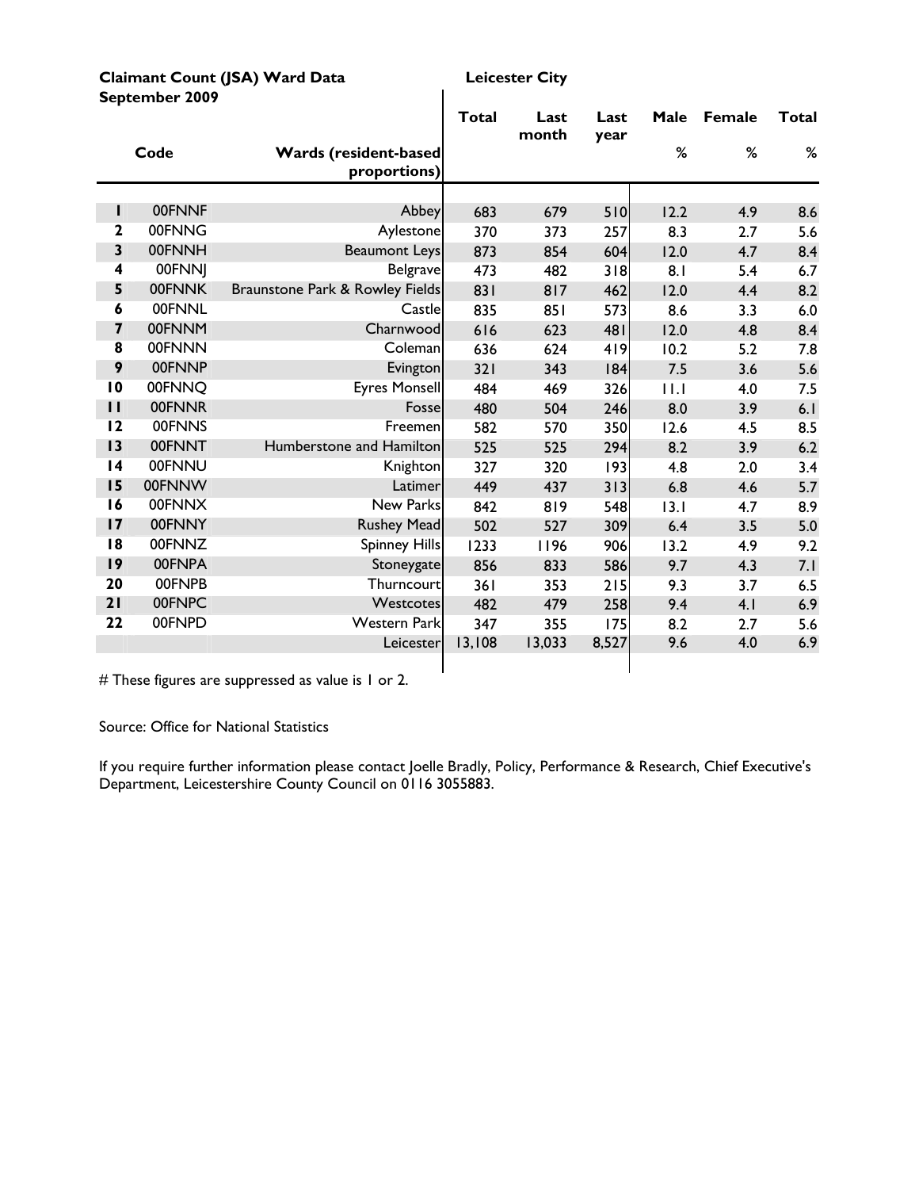**Claimant Count (JSA) Ward Data**
**September 2009**

**Leicester City**

| | Code | Wards (resident-based proportions) | Total | Last month | Last year | Male % | Female % | Total % |
|---|---|---|---|---|---|---|---|---|
| 1 | 00FNNF | Abbey | 683 | 679 | 510 | 12.2 | 4.9 | 8.6 |
| 2 | 00FNNG | Aylestone | 370 | 373 | 257 | 8.3 | 2.7 | 5.6 |
| 3 | 00FNNH | Beaumont Leys | 873 | 854 | 604 | 12.0 | 4.7 | 8.4 |
| 4 | 00FNNJ | Belgrave | 473 | 482 | 318 | 8.1 | 5.4 | 6.7 |
| 5 | 00FNNK | Braunstone Park & Rowley Fields | 831 | 817 | 462 | 12.0 | 4.4 | 8.2 |
| 6 | 00FNNL | Castle | 835 | 851 | 573 | 8.6 | 3.3 | 6.0 |
| 7 | 00FNNM | Charnwood | 616 | 623 | 481 | 12.0 | 4.8 | 8.4 |
| 8 | 00FNNN | Coleman | 636 | 624 | 419 | 10.2 | 5.2 | 7.8 |
| 9 | 00FNNP | Evington | 321 | 343 | 184 | 7.5 | 3.6 | 5.6 |
| 10 | 00FNNQ | Eyres Monsell | 484 | 469 | 326 | 11.1 | 4.0 | 7.5 |
| 11 | 00FNNR | Fosse | 480 | 504 | 246 | 8.0 | 3.9 | 6.1 |
| 12 | 00FNNS | Freemen | 582 | 570 | 350 | 12.6 | 4.5 | 8.5 |
| 13 | 00FNNT | Humberstone and Hamilton | 525 | 525 | 294 | 8.2 | 3.9 | 6.2 |
| 14 | 00FNNU | Knighton | 327 | 320 | 193 | 4.8 | 2.0 | 3.4 |
| 15 | 00FNNW | Latimer | 449 | 437 | 313 | 6.8 | 4.6 | 5.7 |
| 16 | 00FNNX | New Parks | 842 | 819 | 548 | 13.1 | 4.7 | 8.9 |
| 17 | 00FNNY | Rushey Mead | 502 | 527 | 309 | 6.4 | 3.5 | 5.0 |
| 18 | 00FNNZ | Spinney Hills | 1233 | 1196 | 906 | 13.2 | 4.9 | 9.2 |
| 19 | 00FNPA | Stoneygate | 856 | 833 | 586 | 9.7 | 4.3 | 7.1 |
| 20 | 00FNPB | Thurncourt | 361 | 353 | 215 | 9.3 | 3.7 | 6.5 |
| 21 | 00FNPC | Westcotes | 482 | 479 | 258 | 9.4 | 4.1 | 6.9 |
| 22 | 00FNPD | Western Park | 347 | 355 | 175 | 8.2 | 2.7 | 5.6 |
| | | Leicester | 13,108 | 13,033 | 8,527 | 9.6 | 4.0 | 6.9 |

# These figures are suppressed as value is 1 or 2.

Source: Office for National Statistics

If you require further information please contact Joelle Bradly, Policy, Performance & Research, Chief Executive's Department, Leicestershire County Council on 0116 3055883.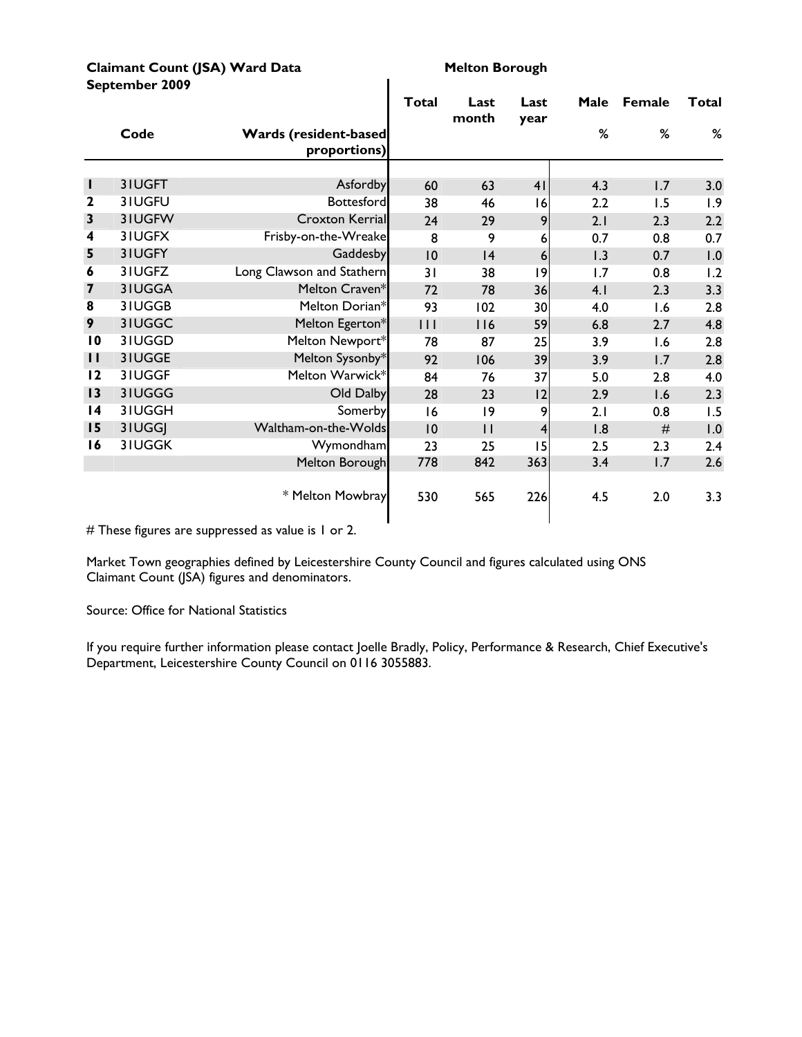**Claimant Count (JSA) Ward Data**
**September 2009**

**Melton Borough**

| | Code | Wards (resident-based proportions) | Total | Last month | Last year | Male % | Female % | Total % |
|---|---|---|---|---|---|---|---|---|
| 1 | 31UGFT | Asfordby | 60 | 63 | 41 | 4.3 | 1.7 | 3.0 |
| 2 | 31UGFU | Bottesford | 38 | 46 | 16 | 2.2 | 1.5 | 1.9 |
| 3 | 31UGFW | Croxton Kerrial | 24 | 29 | 9 | 2.1 | 2.3 | 2.2 |
| 4 | 31UGFX | Frisby-on-the-Wreake | 8 | 9 | 6 | 0.7 | 0.8 | 0.7 |
| 5 | 31UGFY | Gaddesby | 10 | 14 | 6 | 1.3 | 0.7 | 1.0 |
| 6 | 31UGFZ | Long Clawson and Stathern | 31 | 38 | 19 | 1.7 | 0.8 | 1.2 |
| 7 | 31UGGA | Melton Craven* | 72 | 78 | 36 | 4.1 | 2.3 | 3.3 |
| 8 | 31UGGB | Melton Dorian* | 93 | 102 | 30 | 4.0 | 1.6 | 2.8 |
| 9 | 31UGGC | Melton Egerton* | 111 | 116 | 59 | 6.8 | 2.7 | 4.8 |
| 10 | 31UGGD | Melton Newport* | 78 | 87 | 25 | 3.9 | 1.6 | 2.8 |
| 11 | 31UGGE | Melton Sysonby* | 92 | 106 | 39 | 3.9 | 1.7 | 2.8 |
| 12 | 31UGGF | Melton Warwick* | 84 | 76 | 37 | 5.0 | 2.8 | 4.0 |
| 13 | 31UGGG | Old Dalby | 28 | 23 | 12 | 2.9 | 1.6 | 2.3 |
| 14 | 31UGGH | Somerby | 16 | 19 | 9 | 2.1 | 0.8 | 1.5 |
| 15 | 31UGGJ | Waltham-on-the-Wolds | 10 | 11 | 4 | 1.8 | # | 1.0 |
| 16 | 31UGGK | Wymondham | 23 | 25 | 15 | 2.5 | 2.3 | 2.4 |
| | | Melton Borough | 778 | 842 | 363 | 3.4 | 1.7 | 2.6 |
| | | * Melton Mowbray | 530 | 565 | 226 | 4.5 | 2.0 | 3.3 |

# These figures are suppressed as value is 1 or 2.

Market Town geographies defined by Leicestershire County Council and figures calculated using ONS Claimant Count (JSA) figures and denominators.

Source: Office for National Statistics

If you require further information please contact Joelle Bradly, Policy, Performance & Research, Chief Executive's Department, Leicestershire County Council on 0116 3055883.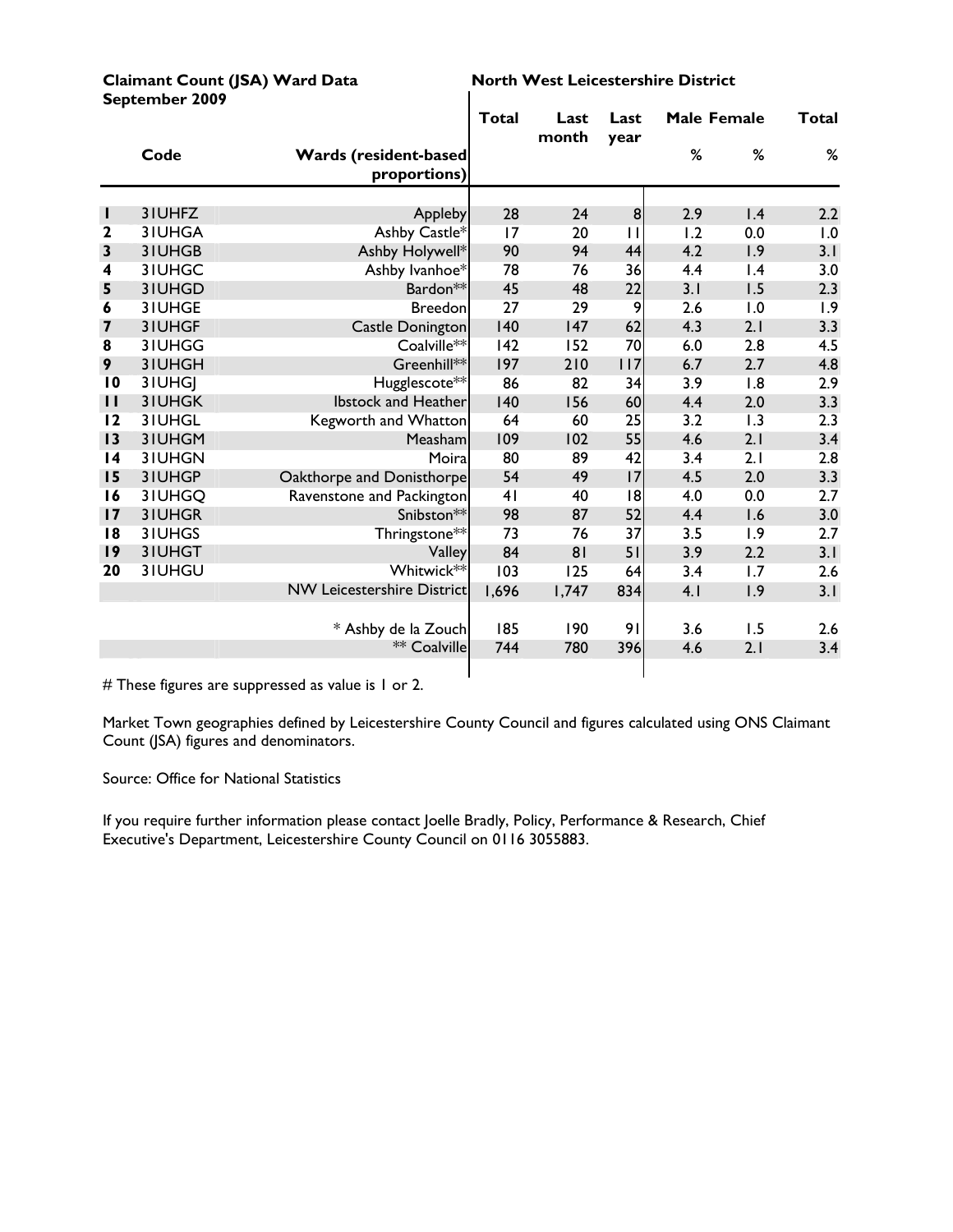**Claimant Count (JSA) Ward Data September 2009**

**North West Leicestershire District**

| | Code | Wards (resident-based proportions) | Total | Last month | Last year | Male % | Female % | Total % |
|---|---|---|---|---|---|---|---|---|
| 1 | 31UHFZ | Appleby | 28 | 24 | 8 | 2.9 | 1.4 | 2.2 |
| 2 | 31UHGA | Ashby Castle* | 17 | 20 | 11 | 1.2 | 0.0 | 1.0 |
| 3 | 31UHGB | Ashby Holywell* | 90 | 94 | 44 | 4.2 | 1.9 | 3.1 |
| 4 | 31UHGC | Ashby Ivanhoe* | 78 | 76 | 36 | 4.4 | 1.4 | 3.0 |
| 5 | 31UHGD | Bardon** | 45 | 48 | 22 | 3.1 | 1.5 | 2.3 |
| 6 | 31UHGE | Breedon | 27 | 29 | 9 | 2.6 | 1.0 | 1.9 |
| 7 | 31UHGF | Castle Donington | 140 | 147 | 62 | 4.3 | 2.1 | 3.3 |
| 8 | 31UHGG | Coalville** | 142 | 152 | 70 | 6.0 | 2.8 | 4.5 |
| 9 | 31UHGH | Greenhill** | 197 | 210 | 117 | 6.7 | 2.7 | 4.8 |
| 10 | 31UHGJ | Hugglescote** | 86 | 82 | 34 | 3.9 | 1.8 | 2.9 |
| 11 | 31UHGK | Ibstock and Heather | 140 | 156 | 60 | 4.4 | 2.0 | 3.3 |
| 12 | 31UHGL | Kegworth and Whatton | 64 | 60 | 25 | 3.2 | 1.3 | 2.3 |
| 13 | 31UHGM | Measham | 109 | 102 | 55 | 4.6 | 2.1 | 3.4 |
| 14 | 31UHGN | Moira | 80 | 89 | 42 | 3.4 | 2.1 | 2.8 |
| 15 | 31UHGP | Oakthorpe and Donisthorpe | 54 | 49 | 17 | 4.5 | 2.0 | 3.3 |
| 16 | 31UHGQ | Ravenstone and Packington | 41 | 40 | 18 | 4.0 | 0.0 | 2.7 |
| 17 | 31UHGR | Snibston** | 98 | 87 | 52 | 4.4 | 1.6 | 3.0 |
| 18 | 31UHGS | Thringstone** | 73 | 76 | 37 | 3.5 | 1.9 | 2.7 |
| 19 | 31UHGT | Valley | 84 | 81 | 51 | 3.9 | 2.2 | 3.1 |
| 20 | 31UHGU | Whitwick** | 103 | 125 | 64 | 3.4 | 1.7 | 2.6 |
| | | NW Leicestershire District | 1,696 | 1,747 | 834 | 4.1 | 1.9 | 3.1 |
| | | * Ashby de la Zouch | 185 | 190 | 91 | 3.6 | 1.5 | 2.6 |
| | | ** Coalville | 744 | 780 | 396 | 4.6 | 2.1 | 3.4 |

# These figures are suppressed as value is 1 or 2.

Market Town geographies defined by Leicestershire County Council and figures calculated using ONS Claimant Count (JSA) figures and denominators.

Source: Office for National Statistics

If you require further information please contact Joelle Bradly, Policy, Performance & Research, Chief Executive's Department, Leicestershire County Council on 0116 3055883.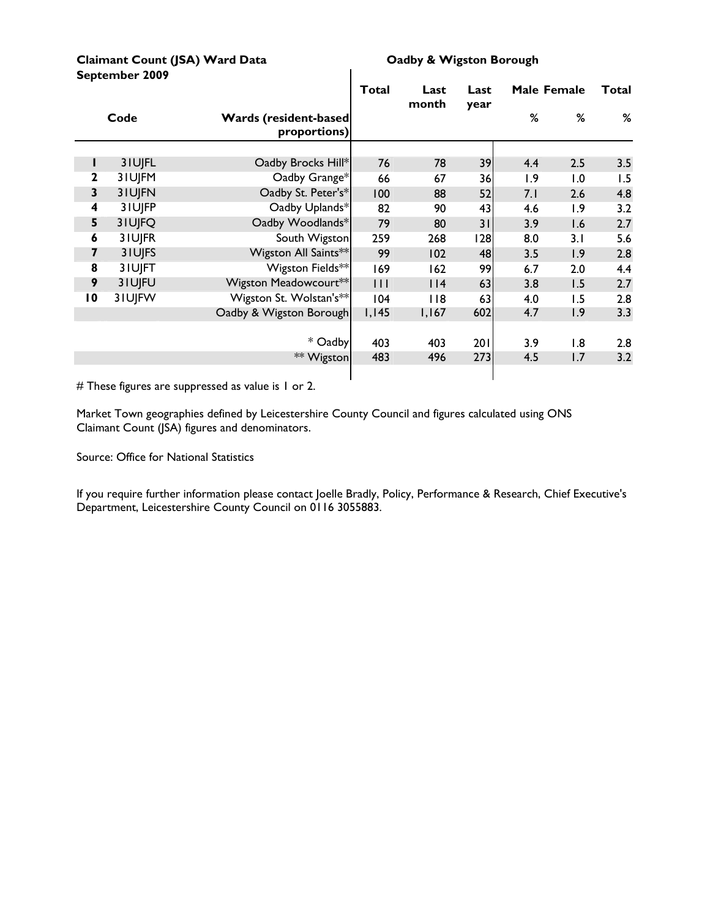**Claimant Count (JSA) Ward Data**
**September 2009**

**Oadby & Wigston Borough**

| | Code | Wards (resident-based proportions) | Total | Last month | Last year | Male % | Female % | Total % |
|---|---|---|---|---|---|---|---|---|
| 1 | 31UJFL | Oadby Brocks Hill* | 76 | 78 | 39 | 4.4 | 2.5 | 3.5 |
| 2 | 31UJFM | Oadby Grange* | 66 | 67 | 36 | 1.9 | 1.0 | 1.5 |
| 3 | 31UJFN | Oadby St. Peter's* | 100 | 88 | 52 | 7.1 | 2.6 | 4.8 |
| 4 | 31UJFP | Oadby Uplands* | 82 | 90 | 43 | 4.6 | 1.9 | 3.2 |
| 5 | 31UJFQ | Oadby Woodlands* | 79 | 80 | 31 | 3.9 | 1.6 | 2.7 |
| 6 | 31UJFR | South Wigston | 259 | 268 | 128 | 8.0 | 3.1 | 5.6 |
| 7 | 31UJFS | Wigston All Saints** | 99 | 102 | 48 | 3.5 | 1.9 | 2.8 |
| 8 | 31UJFT | Wigston Fields** | 169 | 162 | 99 | 6.7 | 2.0 | 4.4 |
| 9 | 31UJFU | Wigston Meadowcourt** | 111 | 114 | 63 | 3.8 | 1.5 | 2.7 |
| 10 | 31UJFW | Wigston St. Wolstan's** | 104 | 118 | 63 | 4.0 | 1.5 | 2.8 |
| | | Oadby & Wigston Borough | 1,145 | 1,167 | 602 | 4.7 | 1.9 | 3.3 |
| | | * Oadby | 403 | 403 | 201 | 3.9 | 1.8 | 2.8 |
| | | ** Wigston | 483 | 496 | 273 | 4.5 | 1.7 | 3.2 |

# These figures are suppressed as value is 1 or 2.

Market Town geographies defined by Leicestershire County Council and figures calculated using ONS Claimant Count (JSA) figures and denominators.

Source: Office for National Statistics

If you require further information please contact Joelle Bradly, Policy, Performance & Research, Chief Executive's Department, Leicestershire County Council on 0116 3055883.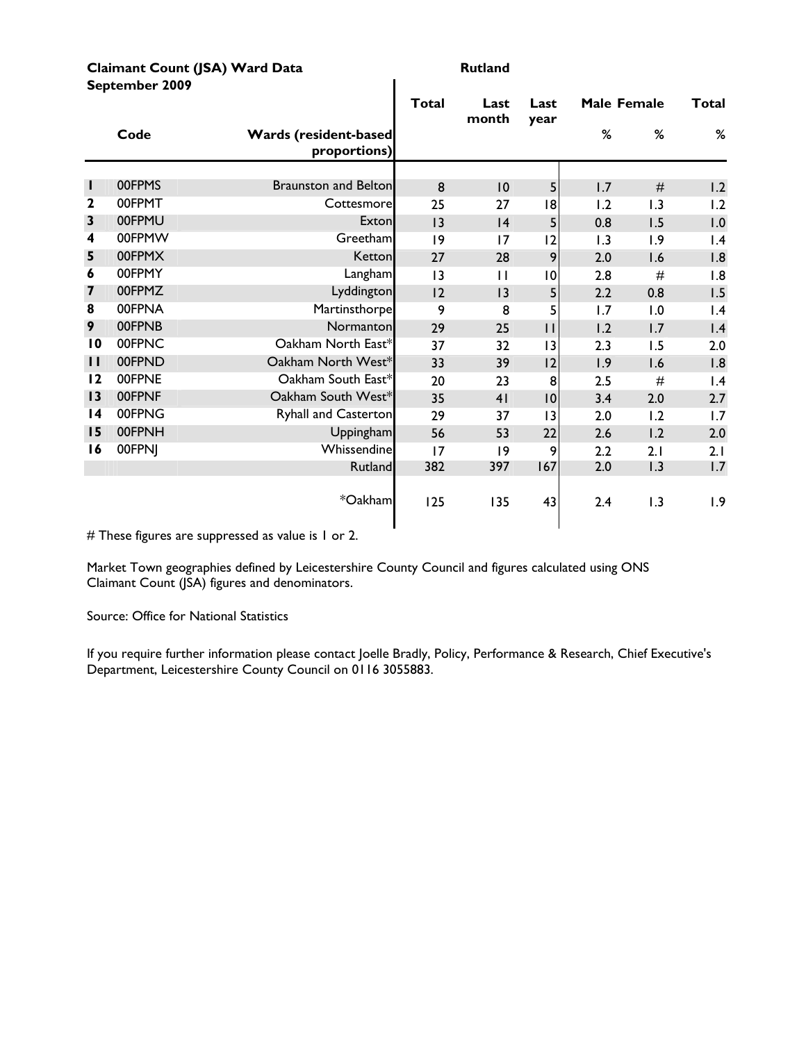**Claimant Count (JSA) Ward Data** **Rutland**

**September 2009**

| | Code | Wards (resident-based proportions) | Total | Last month | Last year | Male % | Female % | Total % |
|---|---|---|---|---|---|---|---|---|
| 1 | 00FPMS | Braunston and Belton | 8 | 10 | 5 | 1.7 | # | 1.2 |
| 2 | 00FPMT | Cottesmore | 25 | 27 | 18 | 1.2 | 1.3 | 1.2 |
| 3 | 00FPMU | Exton | 13 | 14 | 5 | 0.8 | 1.5 | 1.0 |
| 4 | 00FPMW | Greetham | 19 | 17 | 12 | 1.3 | 1.9 | 1.4 |
| 5 | 00FPMX | Ketton | 27 | 28 | 9 | 2.0 | 1.6 | 1.8 |
| 6 | 00FPMY | Langham | 13 | 11 | 10 | 2.8 | # | 1.8 |
| 7 | 00FPMZ | Lyddington | 12 | 13 | 5 | 2.2 | 0.8 | 1.5 |
| 8 | 00FPNA | Martinsthorpe | 9 | 8 | 5 | 1.7 | 1.0 | 1.4 |
| 9 | 00FPNB | Normanton | 29 | 25 | 11 | 1.2 | 1.7 | 1.4 |
| 10 | 00FPNC | Oakham North East* | 37 | 32 | 13 | 2.3 | 1.5 | 2.0 |
| 11 | 00FPND | Oakham North West* | 33 | 39 | 12 | 1.9 | 1.6 | 1.8 |
| 12 | 00FPNE | Oakham South East* | 20 | 23 | 8 | 2.5 | # | 1.4 |
| 13 | 00FPNF | Oakham South West* | 35 | 41 | 10 | 3.4 | 2.0 | 2.7 |
| 14 | 00FPNG | Ryhall and Casterton | 29 | 37 | 13 | 2.0 | 1.2 | 1.7 |
| 15 | 00FPNH | Uppingham | 56 | 53 | 22 | 2.6 | 1.2 | 2.0 |
| 16 | 00FPNJ | Whissendine | 17 | 19 | 9 | 2.2 | 2.1 | 2.1 |
| | | Rutland | 382 | 397 | 167 | 2.0 | 1.3 | 1.7 |
| | | *Oakham | 125 | 135 | 43 | 2.4 | 1.3 | 1.9 |

# These figures are suppressed as value is 1 or 2.

Market Town geographies defined by Leicestershire County Council and figures calculated using ONS Claimant Count (JSA) figures and denominators.

Source: Office for National Statistics

If you require further information please contact Joelle Bradly, Policy, Performance & Research, Chief Executive's Department, Leicestershire County Council on 0116 3055883.